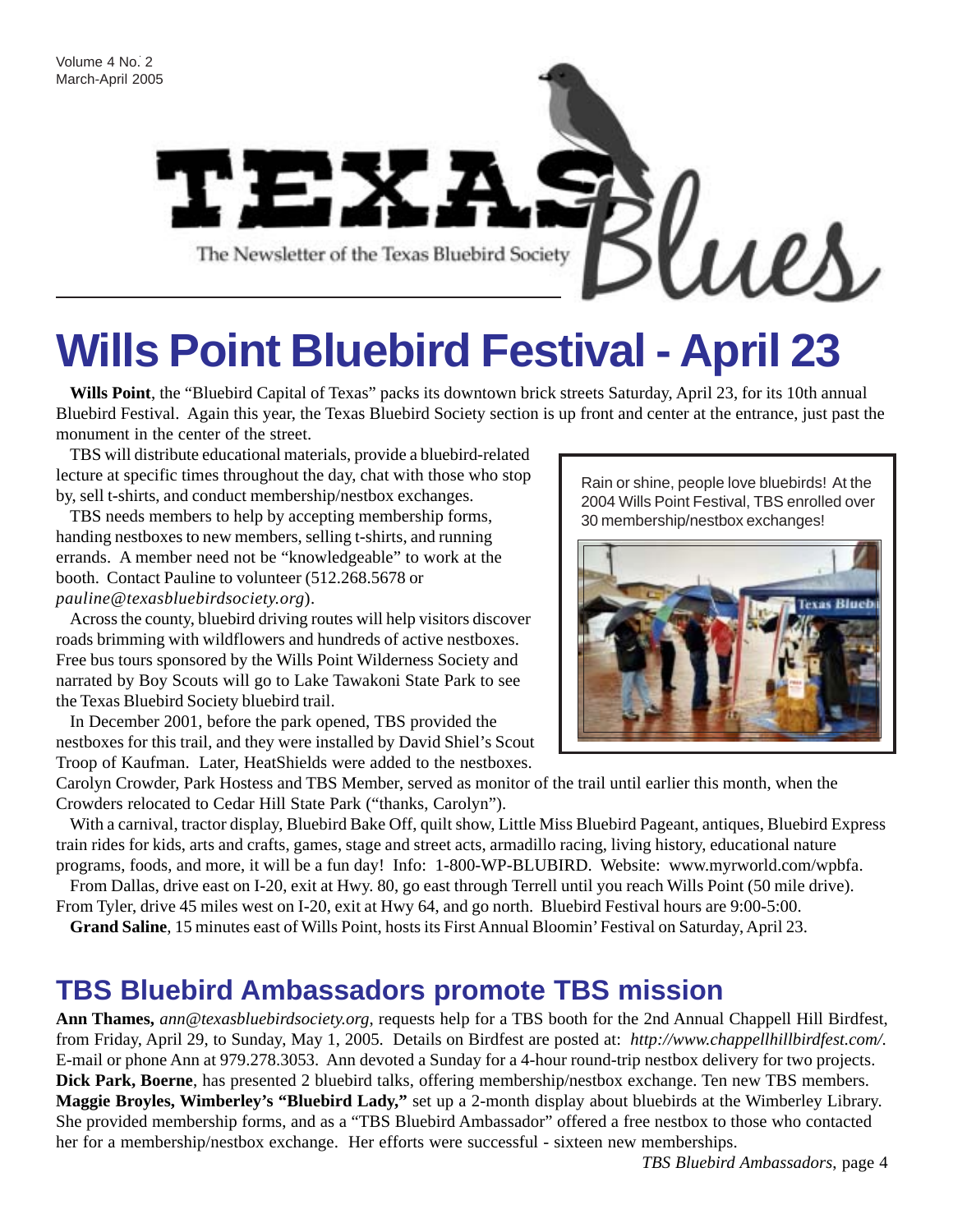# Texas Blues

The Newsletter of the Texas Bluebird Society

Volume 4 No. 2
March-April 2005

# Wills Point Bluebird Festival - April 23

**Wills Point**, the "Bluebird Capital of Texas" packs its downtown brick streets Saturday, April 23, for its 10th annual Bluebird Festival. Again this year, the Texas Bluebird Society section is up front and center at the entrance, just past the monument in the center of the street.

TBS will distribute educational materials, provide a bluebird-related lecture at specific times throughout the day, chat with those who stop by, sell t-shirts, and conduct membership/nestbox exchanges.

TBS needs members to help by accepting membership forms, handing nestboxes to new members, selling t-shirts, and running errands. A member need not be "knowledgeable" to work at the booth. Contact Pauline to volunteer (512.268.5678 or *pauline@texasbluebirdsociety.org*).

Across the county, bluebird driving routes will help visitors discover roads brimming with wildflowers and hundreds of active nestboxes. Free bus tours sponsored by the Wills Point Wilderness Society and narrated by Boy Scouts will go to Lake Tawakoni State Park to see the Texas Bluebird Society bluebird trail.

In December 2001, before the park opened, TBS provided the nestboxes for this trail, and they were installed by David Shiel's Scout Troop of Kaufman. Later, HeatShields were added to the nestboxes. Carolyn Crowder, Park Hostess and TBS Member, served as monitor of the trail until earlier this month, when the Crowders relocated to Cedar Hill State Park ("thanks, Carolyn").

Rain or shine, people love bluebirds! At the 2004 Wills Point Festival, TBS enrolled over 30 membership/nestbox exchanges!

With a carnival, tractor display, Bluebird Bake Off, quilt show, Little Miss Bluebird Pageant, antiques, Bluebird Express train rides for kids, arts and crafts, games, stage and street acts, armadillo racing, living history, educational nature programs, foods, and more, it will be a fun day! Info: 1-800-WP-BLUBIRD. Website: www.myrworld.com/wpbfa.

From Dallas, drive east on I-20, exit at Hwy. 80, go east through Terrell until you reach Wills Point (50 mile drive). From Tyler, drive 45 miles west on I-20, exit at Hwy 64, and go north. Bluebird Festival hours are 9:00-5:00.

**Grand Saline**, 15 minutes east of Wills Point, hosts its First Annual Bloomin' Festival on Saturday, April 23.

## TBS Bluebird Ambassadors promote TBS mission

**Ann Thames,** *ann@texasbluebirdsociety.org*, requests help for a TBS booth for the 2nd Annual Chappell Hill Birdfest, from Friday, April 29, to Sunday, May 1, 2005. Details on Birdfest are posted at: *http://www.chappellhillbirdfest.com/*. E-mail or phone Ann at 979.278.3053. Ann devoted a Sunday for a 4-hour round-trip nestbox delivery for two projects.
**Dick Park, Boerne**, has presented 2 bluebird talks, offering membership/nestbox exchange. Ten new TBS members.
**Maggie Broyles, Wimberley's "Bluebird Lady,"** set up a 2-month display about bluebirds at the Wimberley Library. She provided membership forms, and as a "TBS Bluebird Ambassador" offered a free nestbox to those who contacted her for a membership/nestbox exchange. Her efforts were successful - sixteen new memberships.

*TBS Bluebird Ambassadors*, page 4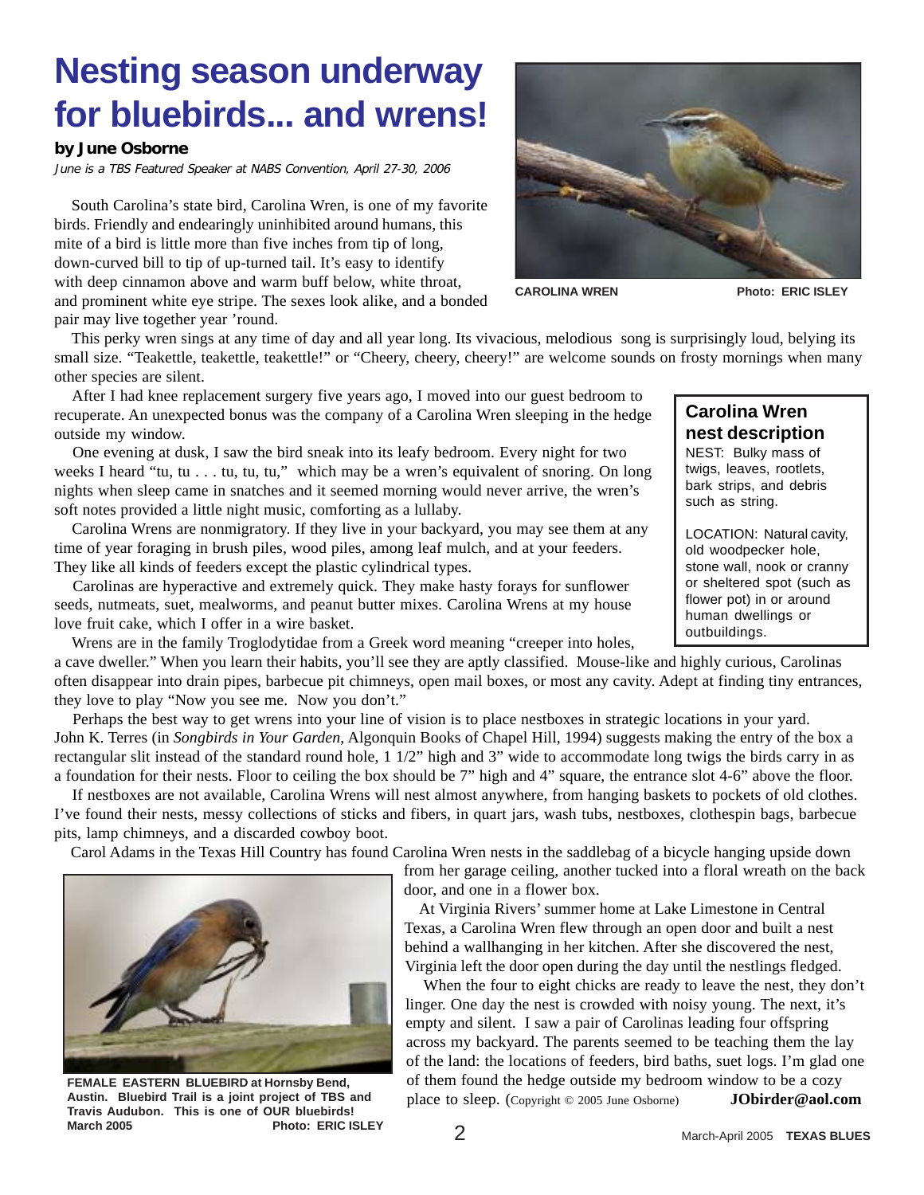# Nesting season underway for bluebirds... and wrens!

**by June Osborne**

*June is a TBS Featured Speaker at NABS Convention, April 27-30, 2006*

South Carolina's state bird, Carolina Wren, is one of my favorite birds. Friendly and endearingly uninhibited around humans, this mite of a bird is little more than five inches from tip of long, down-curved bill to tip of up-turned tail. It's easy to identify with deep cinnamon above and warm buff below, white throat, and prominent white eye stripe. The sexes look alike, and a bonded pair may live together year 'round.

CAROLINA WREN Photo: ERIC ISLEY

This perky wren sings at any time of day and all year long. Its vivacious, melodious song is surprisingly loud, belying its small size. "Teakettle, teakettle, teakettle!" or "Cheery, cheery, cheery!" are welcome sounds on frosty mornings when many other species are silent.

After I had knee replacement surgery five years ago, I moved into our guest bedroom to recuperate. An unexpected bonus was the company of a Carolina Wren sleeping in the hedge outside my window.

One evening at dusk, I saw the bird sneak into its leafy bedroom. Every night for two weeks I heard "tu, tu . . . tu, tu, tu," which may be a wren's equivalent of snoring. On long nights when sleep came in snatches and it seemed morning would never arrive, the wren's soft notes provided a little night music, comforting as a lullaby.

Carolina Wrens are nonmigratory. If they live in your backyard, you may see them at any time of year foraging in brush piles, wood piles, among leaf mulch, and at your feeders. They like all kinds of feeders except the plastic cylindrical types.

Carolinas are hyperactive and extremely quick. They make hasty forays for sunflower seeds, nutmeats, suet, mealworms, and peanut butter mixes. Carolina Wrens at my house love fruit cake, which I offer in a wire basket.

Wrens are in the family Troglodytidae from a Greek word meaning "creeper into holes, a cave dweller." When you learn their habits, you'll see they are aptly classified. Mouse-like and highly curious, Carolinas often disappear into drain pipes, barbecue pit chimneys, open mail boxes, or most any cavity. Adept at finding tiny entrances, they love to play "Now you see me. Now you don't."

### Carolina Wren nest description

NEST: Bulky mass of twigs, leaves, rootlets, bark strips, and debris such as string.

LOCATION: Natural cavity, old woodpecker hole, stone wall, nook or cranny or sheltered spot (such as flower pot) in or around human dwellings or outbuildings.

Perhaps the best way to get wrens into your line of vision is to place nestboxes in strategic locations in your yard. John K. Terres (in *Songbirds in Your Garden*, Algonquin Books of Chapel Hill, 1994) suggests making the entry of the box a rectangular slit instead of the standard round hole, 1 1/2" high and 3" wide to accommodate long twigs the birds carry in as a foundation for their nests. Floor to ceiling the box should be 7" high and 4" square, the entrance slot 4-6" above the floor.

If nestboxes are not available, Carolina Wrens will nest almost anywhere, from hanging baskets to pockets of old clothes. I've found their nests, messy collections of sticks and fibers, in quart jars, wash tubs, nestboxes, clothespin bags, barbecue pits, lamp chimneys, and a discarded cowboy boot.

Carol Adams in the Texas Hill Country has found Carolina Wren nests in the saddlebag of a bicycle hanging upside down from her garage ceiling, another tucked into a floral wreath on the back door, and one in a flower box.

At Virginia Rivers' summer home at Lake Limestone in Central Texas, a Carolina Wren flew through an open door and built a nest behind a wallhanging in her kitchen. After she discovered the nest, Virginia left the door open during the day until the nestlings fledged.

When the four to eight chicks are ready to leave the nest, they don't linger. One day the nest is crowded with noisy young. The next, it's empty and silent. I saw a pair of Carolinas leading four offspring across my backyard. The parents seemed to be teaching them the lay of the land: the locations of feeders, bird baths, suet logs. I'm glad one of them found the hedge outside my bedroom window to be a cozy place to sleep. (Copyright © 2005 June Osborne) **JObirder@aol.com**

**FEMALE EASTERN BLUEBIRD at Hornsby Bend, Austin. Bluebird Trail is a joint project of TBS and Travis Audubon. This is one of OUR bluebirds! March 2005 Photo: ERIC ISLEY**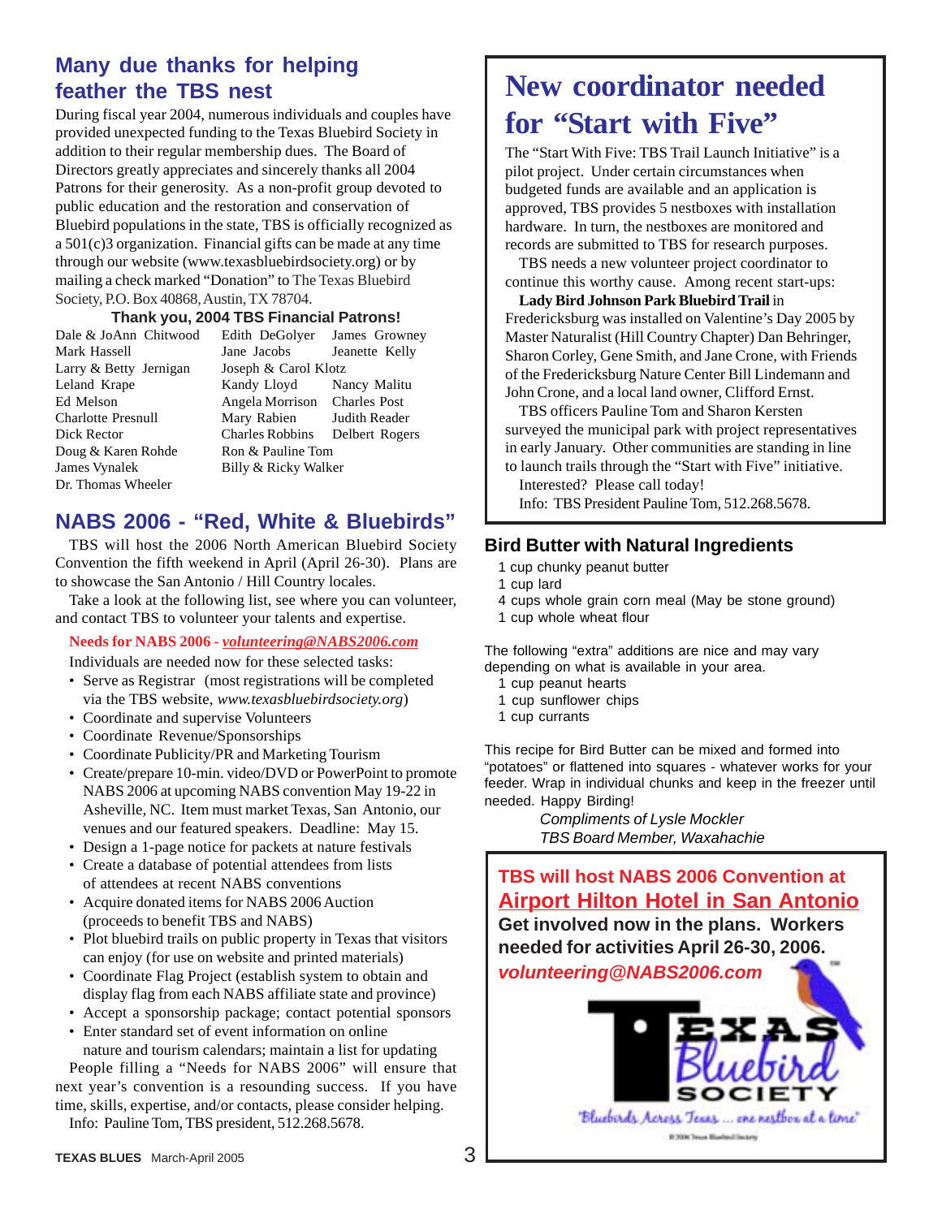## Many due thanks for helping feather the TBS nest

During fiscal year 2004, numerous individuals and couples have provided unexpected funding to the Texas Bluebird Society in addition to their regular membership dues. The Board of Directors greatly appreciates and sincerely thanks all 2004 Patrons for their generosity. As a non-profit group devoted to public education and the restoration and conservation of Bluebird populations in the state, TBS is officially recognized as a 501(c)3 organization. Financial gifts can be made at any time through our website (www.texasbluebirdsociety.org) or by mailing a check marked "Donation" to The Texas Bluebird Society, P.O. Box 40868, Austin, TX 78704.

**Thank you, 2004 TBS Financial Patrons!**

| | | |
|---|---|---|
| Dale & JoAnn Chitwood | Edith DeGolyer | James Growney |
| Mark Hassell | Jane Jacobs | Jeanette Kelly |
| Larry & Betty Jernigan | Joseph & Carol Klotz | |
| Leland Krape | Kandy Lloyd | Nancy Malitu |
| Ed Melson | Angela Morrison | Charles Post |
| Charlotte Presnull | Mary Rabien | Judith Reader |
| Dick Rector | Charles Robbins | Delbert Rogers |
| Doug & Karen Rohde | Ron & Pauline Tom | |
| James Vynalek | Billy & Ricky Walker | |
| Dr. Thomas Wheeler | | |

## NABS 2006 - "Red, White & Bluebirds"

TBS will host the 2006 North American Bluebird Society Convention the fifth weekend in April (April 26-30). Plans are to showcase the San Antonio / Hill Country locales.

Take a look at the following list, see where you can volunteer, and contact TBS to volunteer your talents and expertise.

**Needs for NABS 2006 - *volunteering@NABS2006.com***

Individuals are needed now for these selected tasks:

- Serve as Registrar (most registrations will be completed via the TBS website, *www.texasbluebirdsociety.org*)
- Coordinate and supervise Volunteers
- Coordinate Revenue/Sponsorships
- Coordinate Publicity/PR and Marketing Tourism
- Create/prepare 10-min. video/DVD or PowerPoint to promote NABS 2006 at upcoming NABS convention May 19-22 in Asheville, NC. Item must market Texas, San Antonio, our venues and our featured speakers. Deadline: May 15.
- Design a 1-page notice for packets at nature festivals
- Create a database of potential attendees from lists of attendees at recent NABS conventions
- Acquire donated items for NABS 2006 Auction (proceeds to benefit TBS and NABS)
- Plot bluebird trails on public property in Texas that visitors can enjoy (for use on website and printed materials)
- Coordinate Flag Project (establish system to obtain and display flag from each NABS affiliate state and province)
- Accept a sponsorship package; contact potential sponsors
- Enter standard set of event information on online nature and tourism calendars; maintain a list for updating

People filling a "Needs for NABS 2006" will ensure that next year's convention is a resounding success. If you have time, skills, expertise, and/or contacts, please consider helping.

Info: Pauline Tom, TBS president, 512.268.5678.

## New coordinator needed for "Start with Five"

The "Start With Five: TBS Trail Launch Initiative" is a pilot project. Under certain circumstances when budgeted funds are available and an application is approved, TBS provides 5 nestboxes with installation hardware. In turn, the nestboxes are monitored and records are submitted to TBS for research purposes.

TBS needs a new volunteer project coordinator to continue this worthy cause. Among recent start-ups:

**Lady Bird Johnson Park Bluebird Trail** in Fredericksburg was installed on Valentine's Day 2005 by Master Naturalist (Hill Country Chapter) Dan Behringer, Sharon Corley, Gene Smith, and Jane Crone, with Friends of the Fredericksburg Nature Center Bill Lindemann and John Crone, and a local land owner, Clifford Ernst.

TBS officers Pauline Tom and Sharon Kersten surveyed the municipal park with project representatives in early January. Other communities are standing in line to launch trails through the "Start with Five" initiative.

Interested? Please call today!

Info: TBS President Pauline Tom, 512.268.5678.

## Bird Butter with Natural Ingredients

1 cup chunky peanut butter
1 cup lard
4 cups whole grain corn meal (May be stone ground)
1 cup whole wheat flour

The following "extra" additions are nice and may vary depending on what is available in your area.

1 cup peanut hearts
1 cup sunflower chips
1 cup currants

This recipe for Bird Butter can be mixed and formed into "potatoes" or flattened into squares - whatever works for your feeder. Wrap in individual chunks and keep in the freezer until needed. Happy Birding!

*Compliments of Lysle Mockler*
*TBS Board Member, Waxahachie*

**TBS will host NABS 2006 Convention at Airport Hilton Hotel in San Antonio**

**Get involved now in the plans. Workers needed for activities April 26-30, 2006.**

***volunteering@NABS2006.com***

TEXAS Bluebird SOCIETY

"Bluebirds Across Texas ... one nestbox at a time"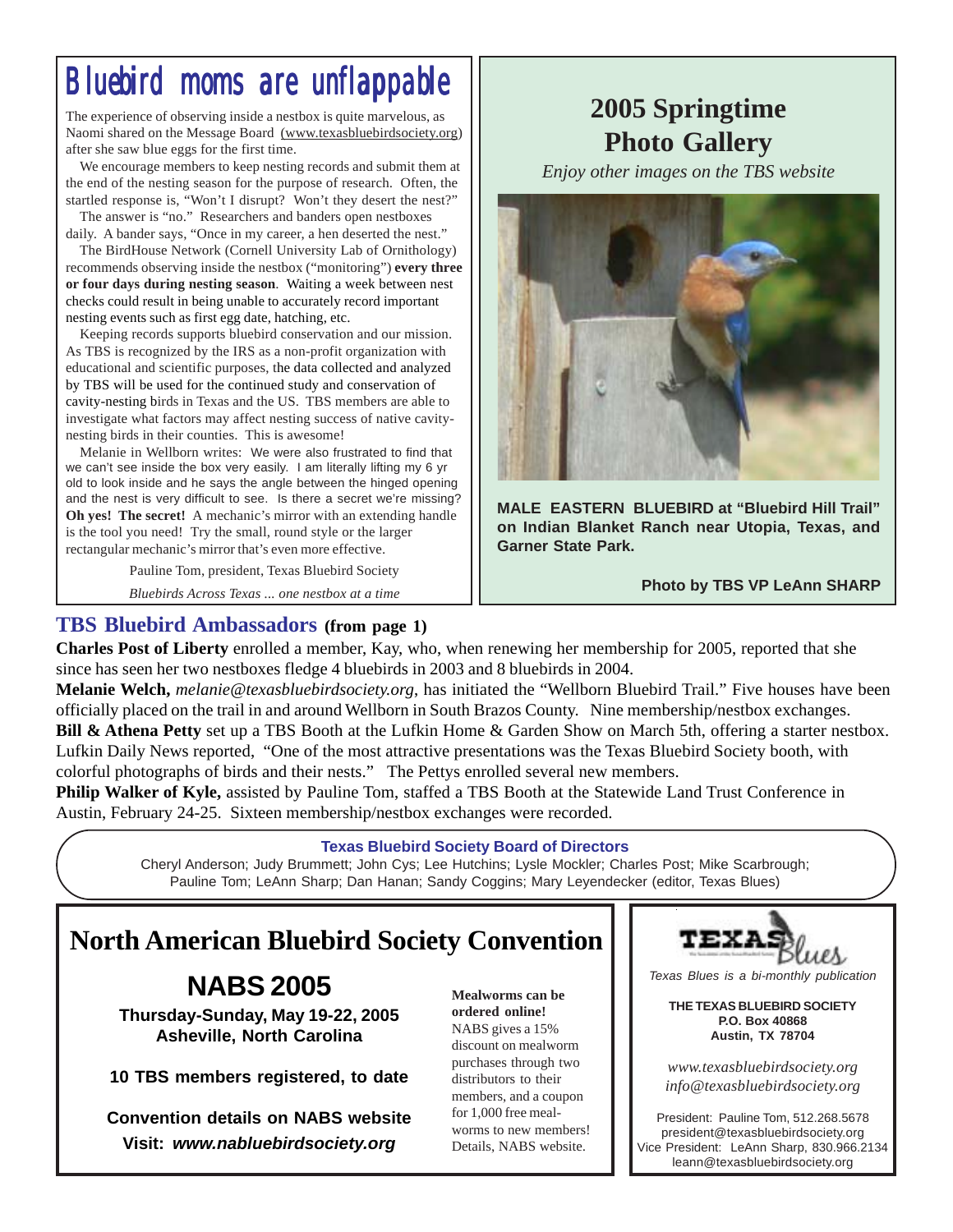# Bluebird moms are unflappable

The experience of observing inside a nestbox is quite marvelous, as Naomi shared on the Message Board (www.texasbluebirdsociety.org) after she saw blue eggs for the first time.

We encourage members to keep nesting records and submit them at the end of the nesting season for the purpose of research. Often, the startled response is, "Won't I disrupt? Won't they desert the nest?"

The answer is "no." Researchers and banders open nestboxes daily. A bander says, "Once in my career, a hen deserted the nest."

The BirdHouse Network (Cornell University Lab of Ornithology) recommends observing inside the nestbox ("monitoring") **every three or four days during nesting season**. Waiting a week between nest checks could result in being unable to accurately record important nesting events such as first egg date, hatching, etc.

Keeping records supports bluebird conservation and our mission. As TBS is recognized by the IRS as a non-profit organization with educational and scientific purposes, the data collected and analyzed by TBS will be used for the continued study and conservation of cavity-nesting birds in Texas and the US. TBS members are able to investigate what factors may affect nesting success of native cavity-nesting birds in their counties. This is awesome!

Melanie in Wellborn writes: We were also frustrated to find that we can't see inside the box very easily. I am literally lifting my 6 yr old to look inside and he says the angle between the hinged opening and the nest is very difficult to see. Is there a secret we're missing? **Oh yes! The secret!** A mechanic's mirror with an extending handle is the tool you need! Try the small, round style or the larger rectangular mechanic's mirror that's even more effective.

Pauline Tom, president, Texas Bluebird Society

*Bluebirds Across Texas ... one nestbox at a time*

## 2005 Springtime Photo Gallery

*Enjoy other images on the TBS website*

**MALE EASTERN BLUEBIRD at "Bluebird Hill Trail" on Indian Blanket Ranch near Utopia, Texas, and Garner State Park.**

**Photo by TBS VP LeAnn SHARP**

## TBS Bluebird Ambassadors (from page 1)

**Charles Post of Liberty** enrolled a member, Kay, who, when renewing her membership for 2005, reported that she since has seen her two nestboxes fledge 4 bluebirds in 2003 and 8 bluebirds in 2004.

**Melanie Welch,** *melanie@texasbluebirdsociety.org*, has initiated the "Wellborn Bluebird Trail." Five houses have been officially placed on the trail in and around Wellborn in South Brazos County. Nine membership/nestbox exchanges.

**Bill & Athena Petty** set up a TBS Booth at the Lufkin Home & Garden Show on March 5th, offering a starter nestbox. Lufkin Daily News reported, "One of the most attractive presentations was the Texas Bluebird Society booth, with colorful photographs of birds and their nests." The Pettys enrolled several new members.

**Philip Walker of Kyle,** assisted by Pauline Tom, staffed a TBS Booth at the Statewide Land Trust Conference in Austin, February 24-25. Sixteen membership/nestbox exchanges were recorded.

**Texas Bluebird Society Board of Directors**

Cheryl Anderson; Judy Brummett; John Cys; Lee Hutchins; Lysle Mockler; Charles Post; Mike Scarbrough; Pauline Tom; LeAnn Sharp; Dan Hanan; Sandy Coggins; Mary Leyendecker (editor, Texas Blues)

## North American Bluebird Society Convention

## NABS 2005

**Thursday-Sunday, May 19-22, 2005**
**Asheville, North Carolina**

**10 TBS members registered, to date**

**Convention details on NABS website**
**Visit: *www.nabluebirdsociety.org***

**Mealworms can be ordered online!** NABS gives a 15% discount on mealworm purchases through two distributors to their members, and a coupon for 1,000 free mealworms to new members! Details, NABS website.

TEXAS Blues

*Texas Blues is a bi-monthly publication*

**THE TEXAS BLUEBIRD SOCIETY**
**P.O. Box 40868**
**Austin, TX 78704**

*www.texasbluebirdsociety.org*
*info@texasbluebirdsociety.org*

President: Pauline Tom, 512.268.5678
president@texasbluebirdsociety.org
Vice President: LeAnn Sharp, 830.966.2134
leann@texasbluebirdsociety.org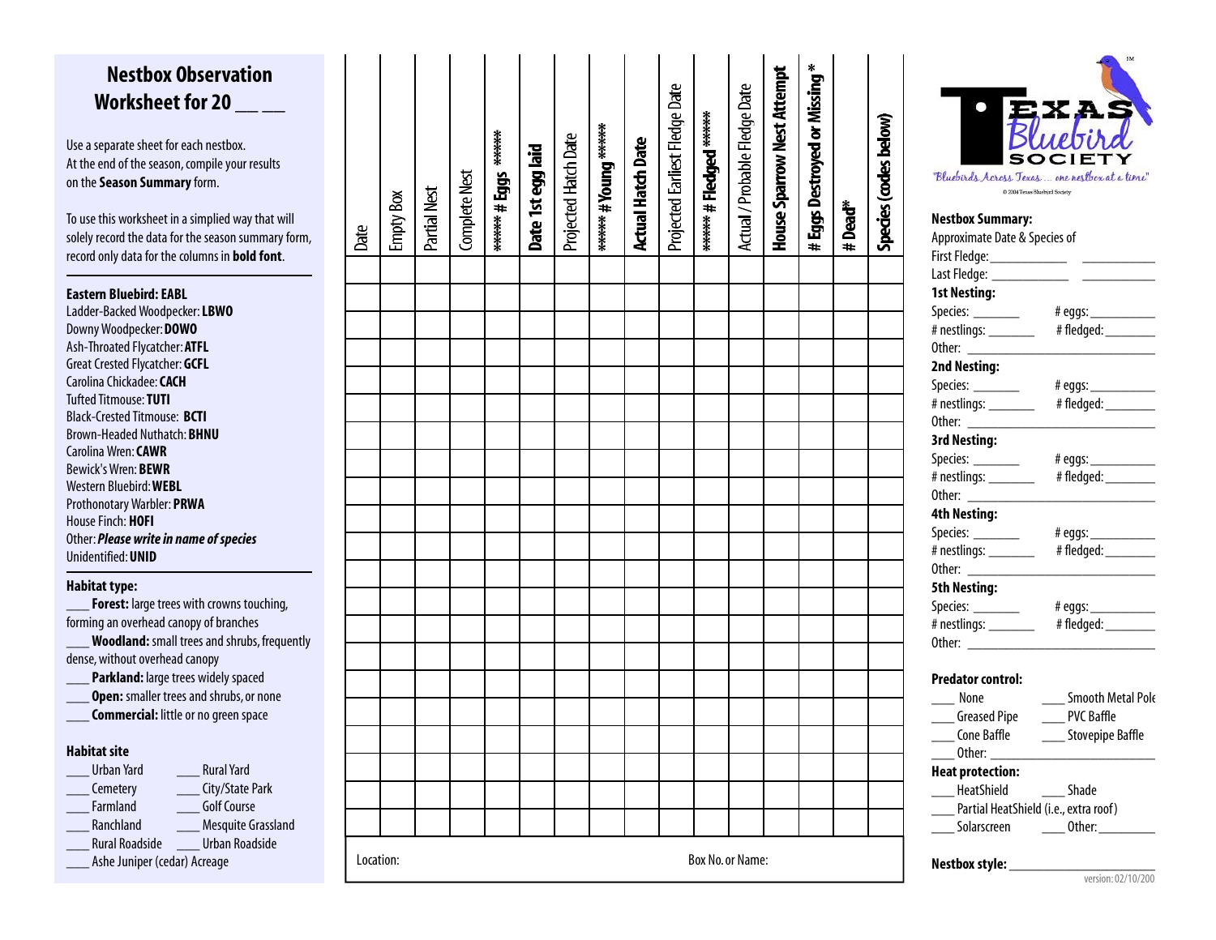# Nestbox Observation Worksheet for 20 __ __

Use a separate sheet for each nestbox.
At the end of the season, compile your results on the **Season Summary** form.

To use this worksheet in a simplied way that will solely record the data for the season summary form, record only data for the columns in **bold font**.

**Eastern Bluebird: EABL**
Ladder-Backed Woodpecker: **LBWO**
Downy Woodpecker: **DOWO**
Ash-Throated Flycatcher: **ATFL**
Great Crested Flycatcher: **GCFL**
Carolina Chickadee: **CACH**
Tufted Titmouse: **TUTI**
Black-Crested Titmouse: **BCTI**
Brown-Headed Nuthatch: **BHNU**
Carolina Wren: **CAWR**
Bewick's Wren: **BEWR**
Western Bluebird: **WEBL**
Prothonotary Warbler: **PRWA**
House Finch: **HOFI**
Other: ***Please write in name of species***
Unidentified: **UNID**

**Habitat type:**

___ **Forest:** large trees with crowns touching, forming an overhead canopy of branches
___ **Woodland:** small trees and shrubs, frequently dense, without overhead canopy
___ **Parkland:** large trees widely spaced
___ **Open:** smaller trees and shrubs, or none
___ **Commercial:** little or no green space

**Habitat site**

___ Urban Yard ___ Rural Yard
___ Cemetery ___ City/State Park
___ Farmland ___ Golf Course
___ Ranchland ___ Mesquite Grassland
___ Rural Roadside ___ Urban Roadside
___ Ashe Juniper (cedar) Acreage

| Date | Empty Box | Partial Nest | Complete Nest | ***** **# Eggs** ***** | **Date 1st egg laid** | Projected Hatch Date | ***** **# Young** ***** | **Actual Hatch Date** | Projected Earliest Fledge Date | ***** **# Fledged** ***** | Actual / Probable Fledge Date | **House Sparrow Nest Attempt** | **# Eggs Destroyed or Missing** * | **# Dead*** | **Species (codes below)** |
|---|---|---|---|---|---|---|---|---|---|---|---|---|---|---|---|
| | | | | | | | | | | | | | | | |
| | | | | | | | | | | | | | | | |
| | | | | | | | | | | | | | | | |
| | | | | | | | | | | | | | | | |
| | | | | | | | | | | | | | | | |
| | | | | | | | | | | | | | | | |
| | | | | | | | | | | | | | | | |
| | | | | | | | | | | | | | | | |
| | | | | | | | | | | | | | | | |
| | | | | | | | | | | | | | | | |
| | | | | | | | | | | | | | | | |
| | | | | | | | | | | | | | | | |
| | | | | | | | | | | | | | | | |
| | | | | | | | | | | | | | | | |
| | | | | | | | | | | | | | | | |
| | | | | | | | | | | | | | | | |
| | | | | | | | | | | | | | | | |
| | | | | | | | | | | | | | | | |
| | | | | | | | | | | | | | | | |
| | | | | | | | | | | | | | | | |
| | | | | | | | | | | | | | | | |

Location: Box No. or Name:

Texas Bluebird Society
"Bluebirds Across Texas... one nestbox at a time"
© 2004 Texas Bluebird Society

**Nestbox Summary:**
Approximate Date & Species of
First Fledge: __________ __________
Last Fledge: __________ __________

**1st Nesting:**
Species: _______ # eggs: _________
# nestlings: _______ # fledged: _______
Other: ____________________

**2nd Nesting:**
Species: _______ # eggs: _________
# nestlings: _______ # fledged: _______
Other: ____________________

**3rd Nesting:**
Species: _______ # eggs: _________
# nestlings: _______ # fledged: _______
Other: ____________________

**4th Nesting:**
Species: _______ # eggs: _________
# nestlings: _______ # fledged: _______
Other: ____________________

**5th Nesting:**
Species: _______ # eggs: _________
# nestlings: _______ # fledged: _______
Other: ____________________

**Predator control:**
___ None ___ Smooth Metal Pole
___ Greased Pipe ___ PVC Baffle
___ Cone Baffle ___ Stovepipe Baffle
___ Other: ____________________

**Heat protection:**
___ HeatShield ___ Shade
___ Partial HeatShield (i.e., extra roof)
___ Solarscreen ___ Other: ________

**Nestbox style:** ____________________

version: 02/10/200